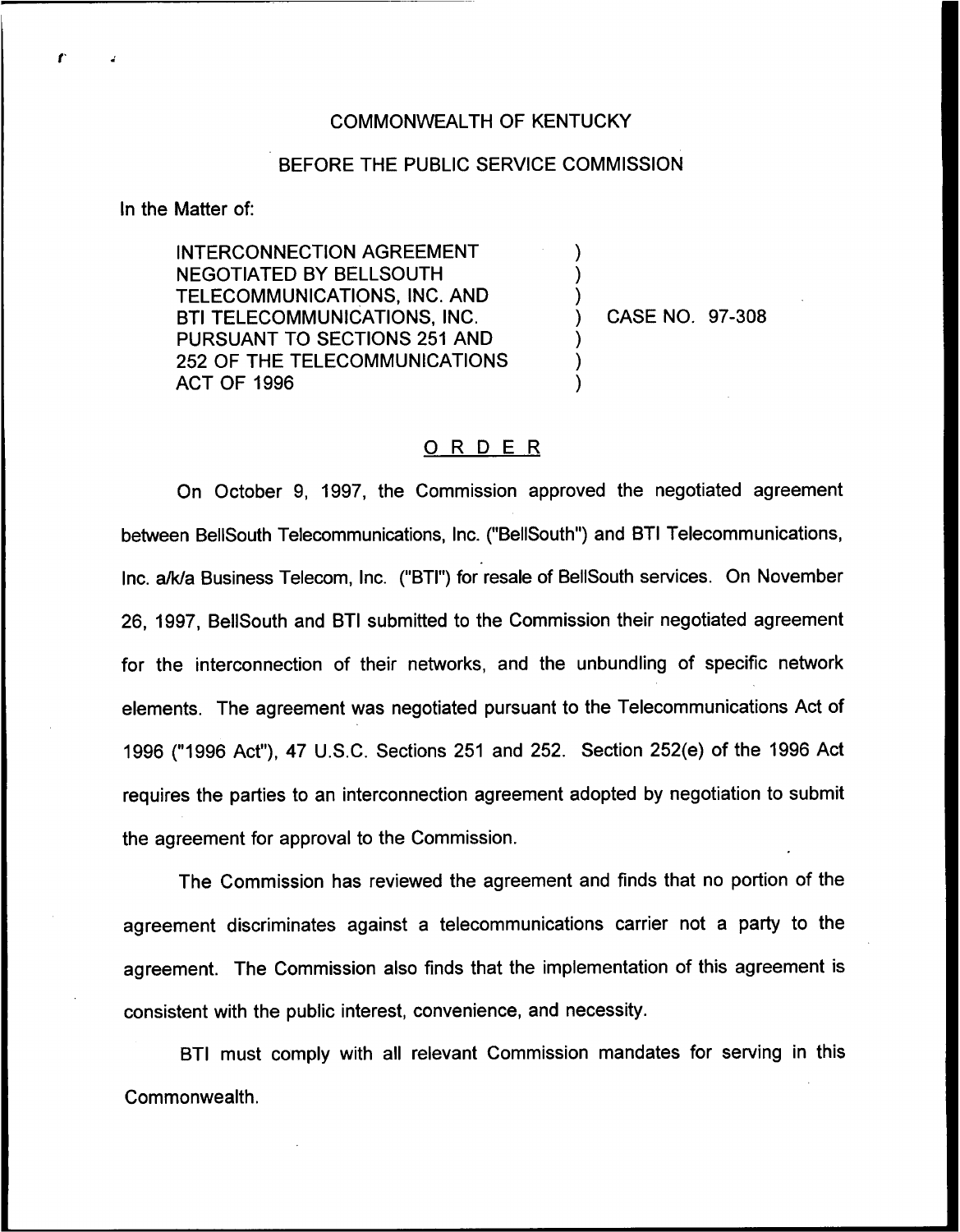COMMONWEALTH OF KENTUCKY

BEFORE THE PUBLIC SERVICE COMMISSION

In the Matter of:

INTERCONNECTION AGREEMENT NEGOTIATED BY BELLSOUTH TELECOMMUNICATIONS, INC. AND BTI TELECOMMUNICATIONS, INC. PURSUANT TO SECTIONS 251 AND 252 OF THE TELECOMMUNICATIONS ACT OF 1996 ) CASE NO. 97-308

## ORDER

On October 9, 1997, the Commission approved the negotiated agreement between BellSouth Telecommunications, Inc. ("BellSouth") and BTI Telecommunications, Inc. a/k/a Business Telecom, Inc. ("BTI") for resale of BellSouth services. On November 26, 1997, BellSouth and BTI submitted to the Commission their negotiated agreement for the interconnection of their networks, and the unbundling of specific network elements. The agreement was negotiated pursuant to the Telecommunications Act of 1996 ("1996 Act"), 47 U.S.C. Sections 251 and 252. Section 252(e) of the 1996 Act requires the parties to an interconnection agreement adopted by negotiation to submit the agreement for approval to the Commission.

The Commission has reviewed the agreement and finds that no portion of the agreement discriminates against a telecommunications carrier not a party to the agreement. The Commission also finds that the implementation of this agreement is consistent with the public interest, convenience, and necessity.

BTI must comply with all relevant Commission mandates for serving in this Commonwealth.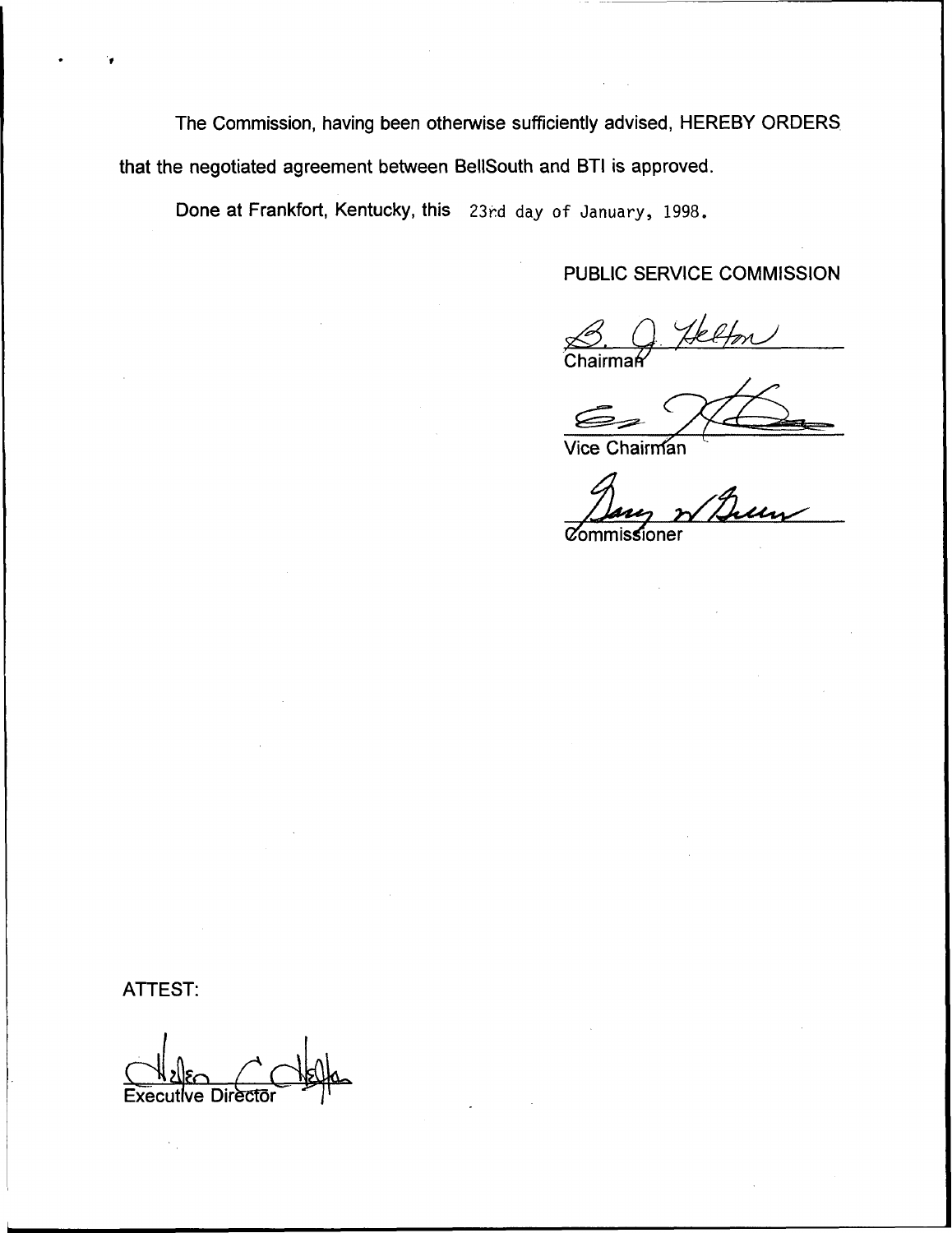The Commission, having been otherwise sufficiently advised, HEREBY ORDERS that the negotiated agreement between BellSouth and BTI is approved.

Done at Frankfort, Kentucky, this 23rd day of January, 1998.

PUBLIC SERVICE COMMISSION

Chairman

Vice Chairman

Commissioner

ATTEST:

Executive Director